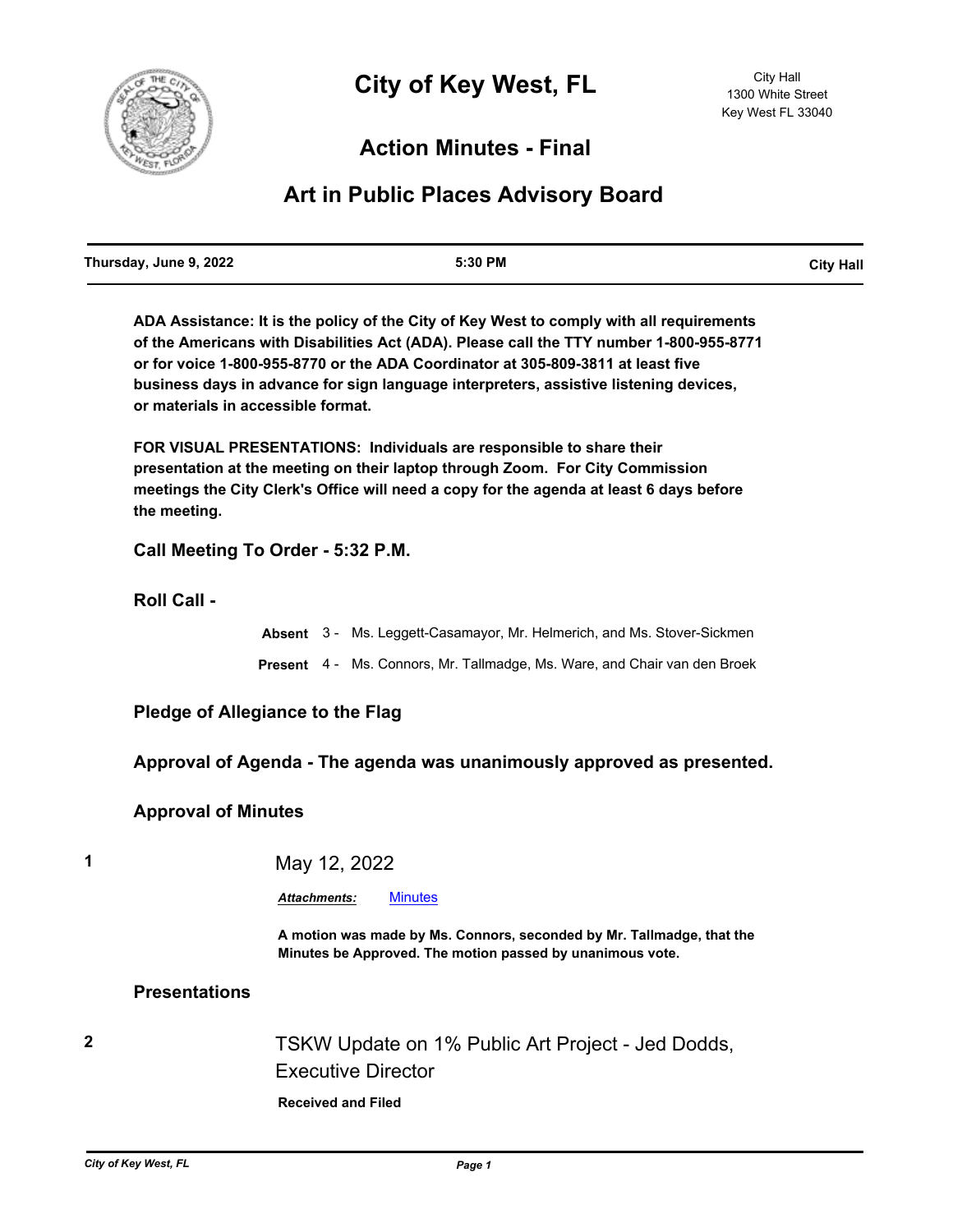# City of Key West, FL

City Hall
1300 White Street
Key West FL 33040

## Action Minutes - Final

## Art in Public Places Advisory Board

**Thursday, June 9, 2022** | **5:30 PM** | **City Hall**

**ADA Assistance: It is the policy of the City of Key West to comply with all requirements of the Americans with Disabilities Act (ADA). Please call the TTY number 1-800-955-8771 or for voice 1-800-955-8770 or the ADA Coordinator at 305-809-3811 at least five business days in advance for sign language interpreters, assistive listening devices, or materials in accessible format.**

**FOR VISUAL PRESENTATIONS: Individuals are responsible to share their presentation at the meeting on their laptop through Zoom. For City Commission meetings the City Clerk's Office will need a copy for the agenda at least 6 days before the meeting.**

### Call Meeting To Order - 5:32 P.M.

### Roll Call -

**Absent** 3 - Ms. Leggett-Casamayor, Mr. Helmerich, and Ms. Stover-Sickmen

**Present** 4 - Ms. Connors, Mr. Tallmadge, Ms. Ware, and Chair van den Broek

### Pledge of Allegiance to the Flag

### Approval of Agenda - The agenda was unanimously approved as presented.

### Approval of Minutes

**1** May 12, 2022

***Attachments:*** Minutes

**A motion was made by Ms. Connors, seconded by Mr. Tallmadge, that the Minutes be Approved. The motion passed by unanimous vote.**

### Presentations

**2** TSKW Update on 1% Public Art Project - Jed Dodds, Executive Director

**Received and Filed**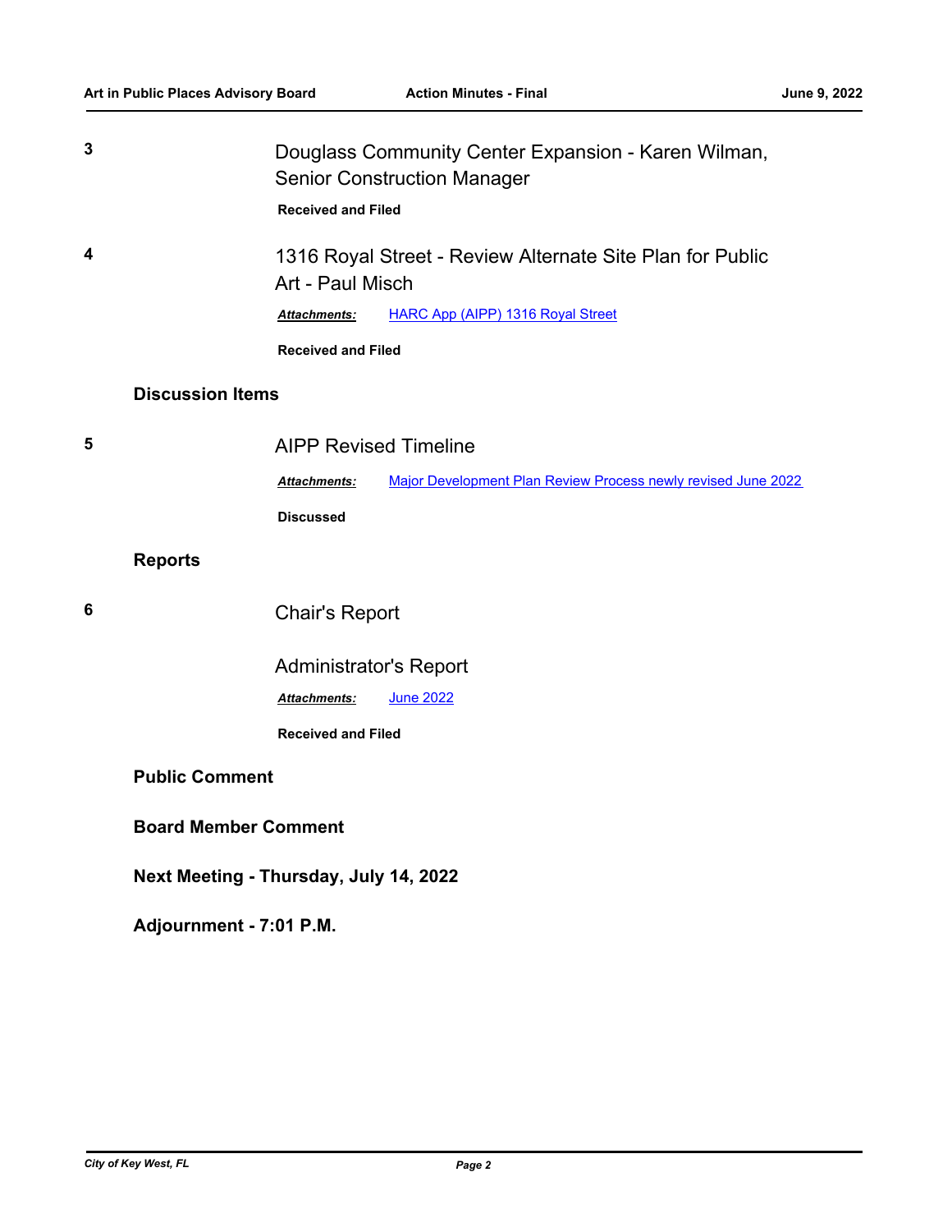**3** Douglass Community Center Expansion - Karen Wilman, Senior Construction Manager

**Received and Filed**

**4** 1316 Royal Street - Review Alternate Site Plan for Public Art - Paul Misch

***Attachments:*** HARC App (AIPP) 1316 Royal Street

**Received and Filed**

## Discussion Items

**5** AIPP Revised Timeline

***Attachments:*** Major Development Plan Review Process newly revised June 2022

**Discussed**

## Reports

**6** Chair's Report

Administrator's Report

***Attachments:*** June 2022

**Received and Filed**

## Public Comment

## Board Member Comment

## Next Meeting - Thursday, July 14, 2022

## Adjournment - 7:01 P.M.